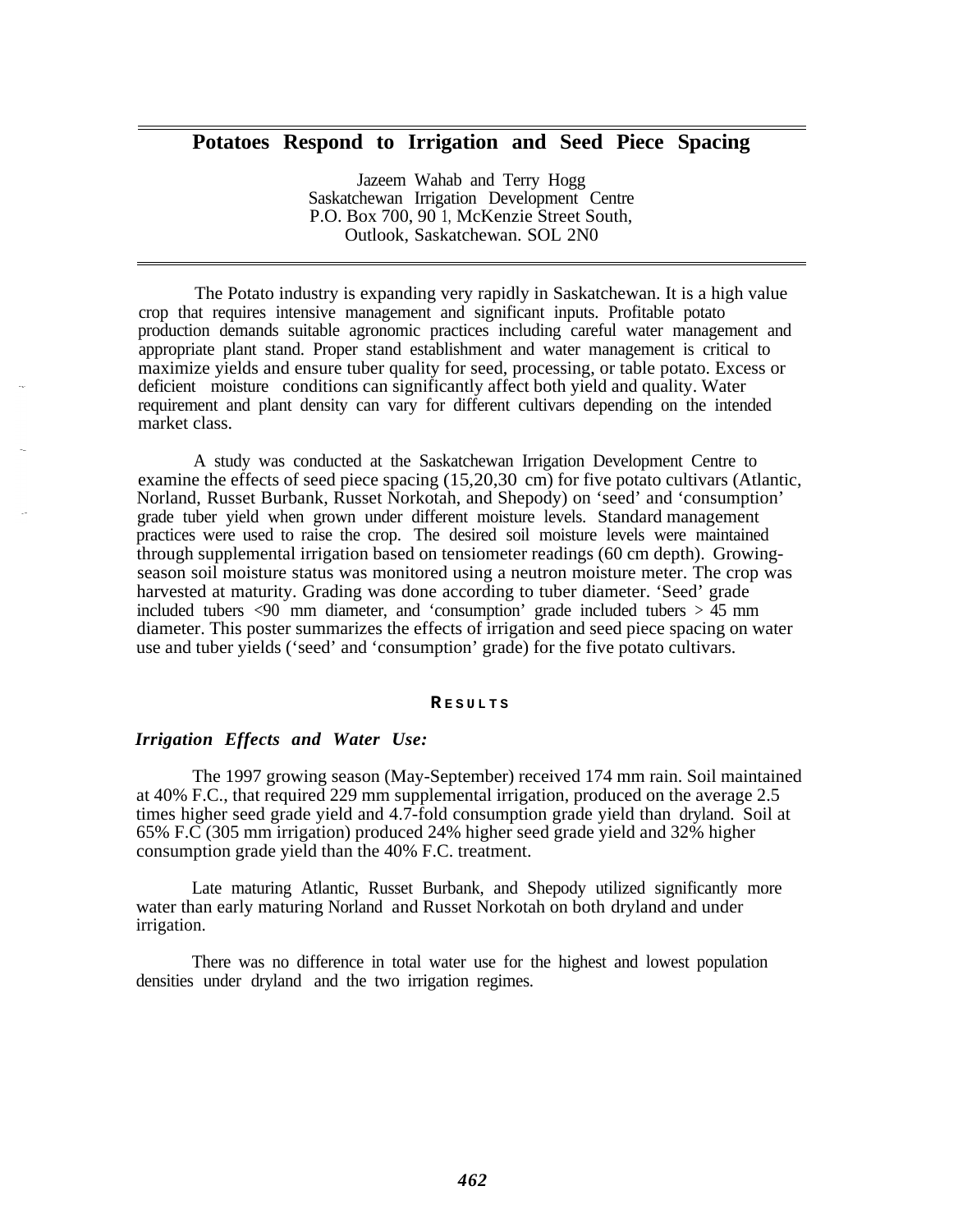# Potatoes Respond to Irrigation and Seed Piece Spacing

Jazeem Wahab and Terry Hogg
Saskatchewan Irrigation Development Centre
P.O. Box 700, 90 1, McKenzie Street South,
Outlook, Saskatchewan. SOL 2N0

The Potato industry is expanding very rapidly in Saskatchewan. It is a high value crop that requires intensive management and significant inputs. Profitable potato production demands suitable agronomic practices including careful water management and appropriate plant stand. Proper stand establishment and water management is critical to maximize yields and ensure tuber quality for seed, processing, or table potato. Excess or deficient moisture conditions can significantly affect both yield and quality. Water requirement and plant density can vary for different cultivars depending on the intended market class.

A study was conducted at the Saskatchewan Irrigation Development Centre to examine the effects of seed piece spacing (15,20,30 cm) for five potato cultivars (Atlantic, Norland, Russet Burbank, Russet Norkotah, and Shepody) on 'seed' and 'consumption' grade tuber yield when grown under different moisture levels. Standard management practices were used to raise the crop. The desired soil moisture levels were maintained through supplemental irrigation based on tensiometer readings (60 cm depth). Growing-season soil moisture status was monitored using a neutron moisture meter. The crop was harvested at maturity. Grading was done according to tuber diameter. 'Seed' grade included tubers <90 mm diameter, and 'consumption' grade included tubers > 45 mm diameter. This poster summarizes the effects of irrigation and seed piece spacing on water use and tuber yields ('seed' and 'consumption' grade) for the five potato cultivars.

## RESULTS

### *Irrigation Effects and Water Use:*

The 1997 growing season (May-September) received 174 mm rain. Soil maintained at 40% F.C., that required 229 mm supplemental irrigation, produced on the average 2.5 times higher seed grade yield and 4.7-fold consumption grade yield than dryland. Soil at 65% F.C (305 mm irrigation) produced 24% higher seed grade yield and 32% higher consumption grade yield than the 40% F.C. treatment.

Late maturing Atlantic, Russet Burbank, and Shepody utilized significantly more water than early maturing Norland and Russet Norkotah on both dryland and under irrigation.

There was no difference in total water use for the highest and lowest population densities under dryland and the two irrigation regimes.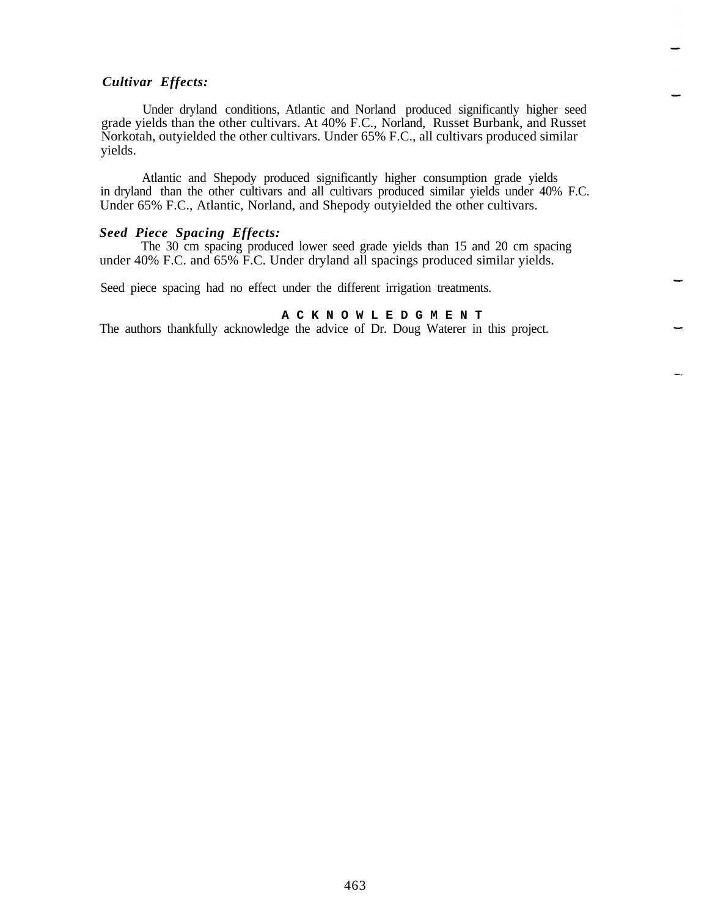***Cultivar Effects:***

Under dryland conditions, Atlantic and Norland produced significantly higher seed grade yields than the other cultivars. At 40% F.C., Norland, Russet Burbank, and Russet Norkotah, outyielded the other cultivars. Under 65% F.C., all cultivars produced similar yields.

Atlantic and Shepody produced significantly higher consumption grade yields in dryland than the other cultivars and all cultivars produced similar yields under 40% F.C. Under 65% F.C., Atlantic, Norland, and Shepody outyielded the other cultivars.

***Seed Piece Spacing Effects:***

The 30 cm spacing produced lower seed grade yields than 15 and 20 cm spacing under 40% F.C. and 65% F.C. Under dryland all spacings produced similar yields.

Seed piece spacing had no effect under the different irrigation treatments.

## ACKNOWLEDGMENT

The authors thankfully acknowledge the advice of Dr. Doug Waterer in this project.